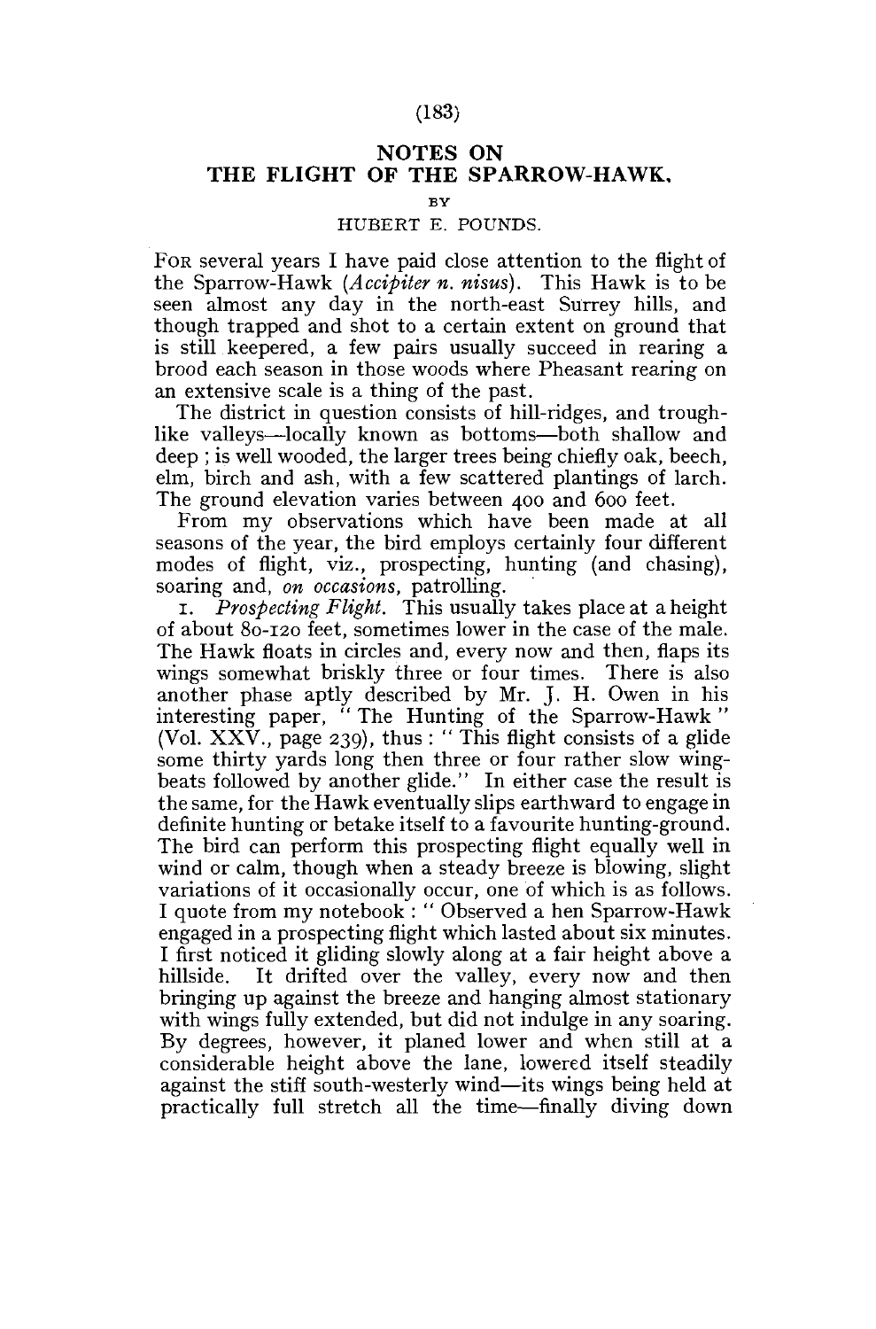# NOTES ON THE FLIGHT OF THE SPARROW-HAWK.

BY

HUBERT E. POUNDS.

FOR several years I have paid close attention to the flight of the Sparrow-Hawk (*Accipiter n. nisus*). This Hawk is to be seen almost any day in the north-east Surrey hills, and though trapped and shot to a certain extent on ground that is still keepered, a few pairs usually succeed in rearing a brood each season in those woods where Pheasant rearing on an extensive scale is a thing of the past.

The district in question consists of hill-ridges, and trough-like valleys—locally known as bottoms—both shallow and deep; is well wooded, the larger trees being chiefly oak, beech, elm, birch and ash, with a few scattered plantings of larch. The ground elevation varies between 400 and 600 feet.

From my observations which have been made at all seasons of the year, the bird employs certainly four different modes of flight, viz., prospecting, hunting (and chasing), soaring and, *on occasions*, patrolling.

1. *Prospecting Flight.* This usually takes place at a height of about 80-120 feet, sometimes lower in the case of the male. The Hawk floats in circles and, every now and then, flaps its wings somewhat briskly three or four times. There is also another phase aptly described by Mr. J. H. Owen in his interesting paper, "The Hunting of the Sparrow-Hawk" (Vol. XXV., page 239), thus: "This flight consists of a glide some thirty yards long then three or four rather slow wing-beats followed by another glide." In either case the result is the same, for the Hawk eventually slips earthward to engage in definite hunting or betake itself to a favourite hunting-ground. The bird can perform this prospecting flight equally well in wind or calm, though when a steady breeze is blowing, slight variations of it occasionally occur, one of which is as follows. I quote from my notebook: "Observed a hen Sparrow-Hawk engaged in a prospecting flight which lasted about six minutes. I first noticed it gliding slowly along at a fair height above a hillside. It drifted over the valley, every now and then bringing up against the breeze and hanging almost stationary with wings fully extended, but did not indulge in any soaring. By degrees, however, it planed lower and when still at a considerable height above the lane, lowered itself steadily against the stiff south-westerly wind—its wings being held at practically full stretch all the time—finally diving down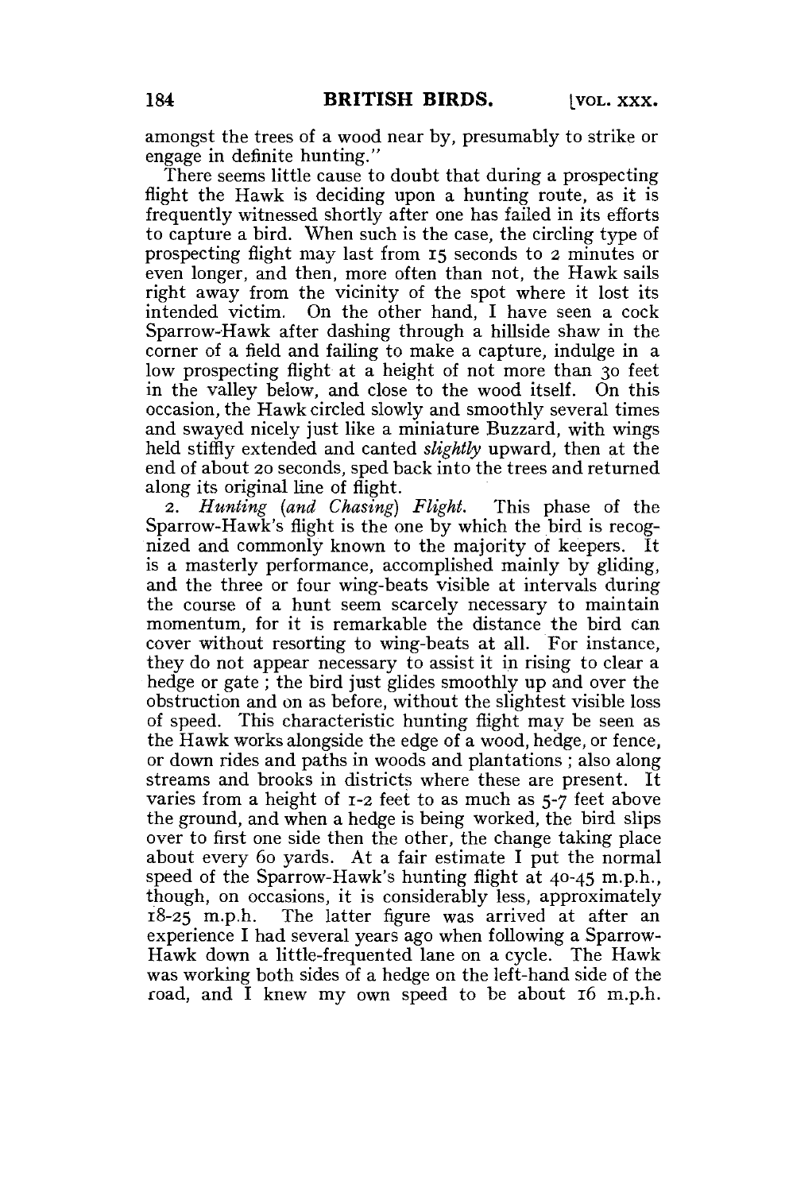amongst the trees of a wood near by, presumably to strike or engage in definite hunting."

There seems little cause to doubt that during a prospecting flight the Hawk is deciding upon a hunting route, as it is frequently witnessed shortly after one has failed in its efforts to capture a bird. When such is the case, the circling type of prospecting flight may last from 15 seconds to 2 minutes or even longer, and then, more often than not, the Hawk sails right away from the vicinity of the spot where it lost its intended victim. On the other hand, I have seen a cock Sparrow-Hawk after dashing through a hillside shaw in the corner of a field and failing to make a capture, indulge in a low prospecting flight at a height of not more than 30 feet in the valley below, and close to the wood itself. On this occasion, the Hawk circled slowly and smoothly several times and swayed nicely just like a miniature Buzzard, with wings held stiffly extended and canted *slightly* upward, then at the end of about 20 seconds, sped back into the trees and returned along its original line of flight.

2. *Hunting (and Chasing) Flight.* This phase of the Sparrow-Hawk's flight is the one by which the bird is recognized and commonly known to the majority of keepers. It is a masterly performance, accomplished mainly by gliding, and the three or four wing-beats visible at intervals during the course of a hunt seem scarcely necessary to maintain momentum, for it is remarkable the distance the bird can cover without resorting to wing-beats at all. For instance, they do not appear necessary to assist it in rising to clear a hedge or gate; the bird just glides smoothly up and over the obstruction and on as before, without the slightest visible loss of speed. This characteristic hunting flight may be seen as the Hawk works alongside the edge of a wood, hedge, or fence, or down rides and paths in woods and plantations; also along streams and brooks in districts where these are present. It varies from a height of 1-2 feet to as much as 5-7 feet above the ground, and when a hedge is being worked, the bird slips over to first one side then the other, the change taking place about every 60 yards. At a fair estimate I put the normal speed of the Sparrow-Hawk's hunting flight at 40-45 m.p.h., though, on occasions, it is considerably less, approximately 18-25 m.p.h. The latter figure was arrived at after an experience I had several years ago when following a Sparrow-Hawk down a little-frequented lane on a cycle. The Hawk was working both sides of a hedge on the left-hand side of the road, and I knew my own speed to be about 16 m.p.h.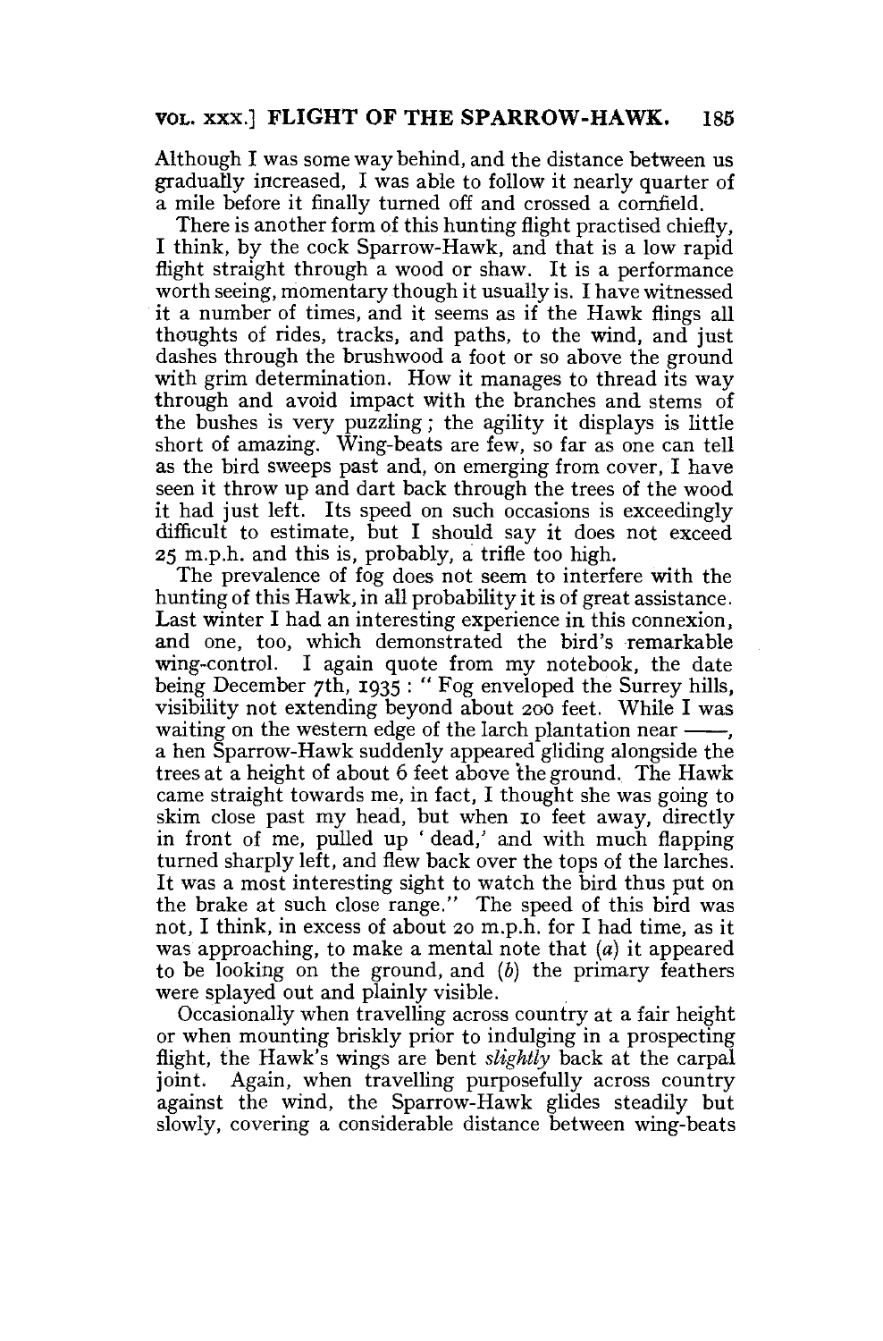Although I was some way behind, and the distance between us gradually increased, I was able to follow it nearly quarter of a mile before it finally turned off and crossed a cornfield.

There is another form of this hunting flight practised chiefly, I think, by the cock Sparrow-Hawk, and that is a low rapid flight straight through a wood or shaw. It is a performance worth seeing, momentary though it usually is. I have witnessed it a number of times, and it seems as if the Hawk flings all thoughts of rides, tracks, and paths, to the wind, and just dashes through the brushwood a foot or so above the ground with grim determination. How it manages to thread its way through and avoid impact with the branches and stems of the bushes is very puzzling; the agility it displays is little short of amazing. Wing-beats are few, so far as one can tell as the bird sweeps past and, on emerging from cover, I have seen it throw up and dart back through the trees of the wood it had just left. Its speed on such occasions is exceedingly difficult to estimate, but I should say it does not exceed 25 m.p.h. and this is, probably, a trifle too high.

The prevalence of fog does not seem to interfere with the hunting of this Hawk, in all probability it is of great assistance. Last winter I had an interesting experience in this connexion, and one, too, which demonstrated the bird's remarkable wing-control. I again quote from my notebook, the date being December 7th, 1935: "Fog enveloped the Surrey hills, visibility not extending beyond about 200 feet. While I was waiting on the western edge of the larch plantation near ——, a hen Sparrow-Hawk suddenly appeared gliding alongside the trees at a height of about 6 feet above the ground. The Hawk came straight towards me, in fact, I thought she was going to skim close past my head, but when 10 feet away, directly in front of me, pulled up 'dead,' and with much flapping turned sharply left, and flew back over the tops of the larches. It was a most interesting sight to watch the bird thus put on the brake at such close range." The speed of this bird was not, I think, in excess of about 20 m.p.h. for I had time, as it was approaching, to make a mental note that (*a*) it appeared to be looking on the ground, and (*b*) the primary feathers were splayed out and plainly visible.

Occasionally when travelling across country at a fair height or when mounting briskly prior to indulging in a prospecting flight, the Hawk's wings are bent *slightly* back at the carpal joint. Again, when travelling purposefully across country against the wind, the Sparrow-Hawk glides steadily but slowly, covering a considerable distance between wing-beats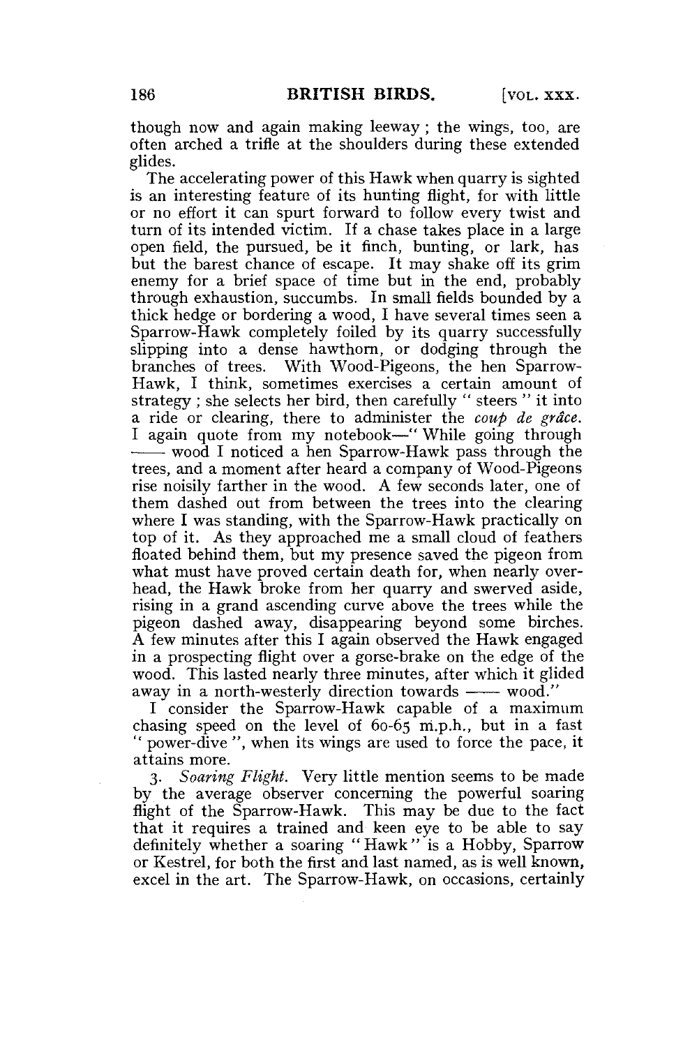though now and again making leeway; the wings, too, are often arched a trifle at the shoulders during these extended glides.

The accelerating power of this Hawk when quarry is sighted is an interesting feature of its hunting flight, for with little or no effort it can spurt forward to follow every twist and turn of its intended victim. If a chase takes place in a large open field, the pursued, be it finch, bunting, or lark, has but the barest chance of escape. It may shake off its grim enemy for a brief space of time but in the end, probably through exhaustion, succumbs. In small fields bounded by a thick hedge or bordering a wood, I have several times seen a Sparrow-Hawk completely foiled by its quarry successfully slipping into a dense hawthorn, or dodging through the branches of trees. With Wood-Pigeons, the hen Sparrow-Hawk, I think, sometimes exercises a certain amount of strategy; she selects her bird, then carefully "steers" it into a ride or clearing, there to administer the *coup de grâce*. I again quote from my notebook—"While going through —— wood I noticed a hen Sparrow-Hawk pass through the trees, and a moment after heard a company of Wood-Pigeons rise noisily farther in the wood. A few seconds later, one of them dashed out from between the trees into the clearing where I was standing, with the Sparrow-Hawk practically on top of it. As they approached me a small cloud of feathers floated behind them, but my presence saved the pigeon from what must have proved certain death for, when nearly overhead, the Hawk broke from her quarry and swerved aside, rising in a grand ascending curve above the trees while the pigeon dashed away, disappearing beyond some birches. A few minutes after this I again observed the Hawk engaged in a prospecting flight over a gorse-brake on the edge of the wood. This lasted nearly three minutes, after which it glided away in a north-westerly direction towards —— wood."

I consider the Sparrow-Hawk capable of a maximum chasing speed on the level of 60-65 m.p.h., but in a fast "power-dive", when its wings are used to force the pace, it attains more.

3. *Soaring Flight.* Very little mention seems to be made by the average observer concerning the powerful soaring flight of the Sparrow-Hawk. This may be due to the fact that it requires a trained and keen eye to be able to say definitely whether a soaring "Hawk" is a Hobby, Sparrow or Kestrel, for both the first and last named, as is well known, excel in the art. The Sparrow-Hawk, on occasions, certainly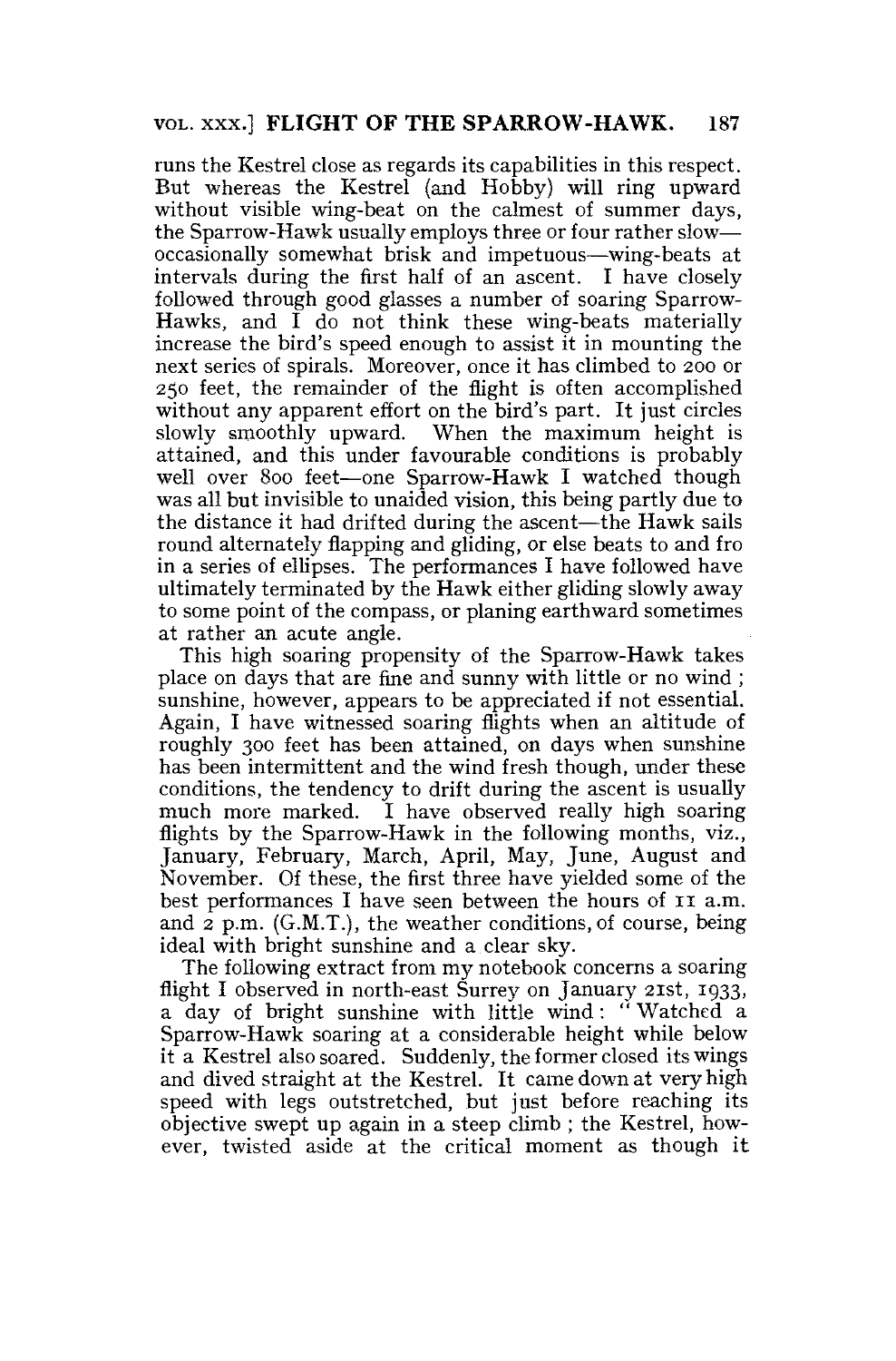runs the Kestrel close as regards its capabilities in this respect. But whereas the Kestrel (and Hobby) will ring upward without visible wing-beat on the calmest of summer days, the Sparrow-Hawk usually employs three or four rather slow—occasionally somewhat brisk and impetuous—wing-beats at intervals during the first half of an ascent. I have closely followed through good glasses a number of soaring Sparrow-Hawks, and I do not think these wing-beats materially increase the bird's speed enough to assist it in mounting the next series of spirals. Moreover, once it has climbed to 200 or 250 feet, the remainder of the flight is often accomplished without any apparent effort on the bird's part. It just circles slowly smoothly upward. When the maximum height is attained, and this under favourable conditions is probably well over 800 feet—one Sparrow-Hawk I watched though was all but invisible to unaided vision, this being partly due to the distance it had drifted during the ascent—the Hawk sails round alternately flapping and gliding, or else beats to and fro in a series of ellipses. The performances I have followed have ultimately terminated by the Hawk either gliding slowly away to some point of the compass, or planing earthward sometimes at rather an acute angle.

This high soaring propensity of the Sparrow-Hawk takes place on days that are fine and sunny with little or no wind; sunshine, however, appears to be appreciated if not essential. Again, I have witnessed soaring flights when an altitude of roughly 300 feet has been attained, on days when sunshine has been intermittent and the wind fresh though, under these conditions, the tendency to drift during the ascent is usually much more marked. I have observed really high soaring flights by the Sparrow-Hawk in the following months, viz., January, February, March, April, May, June, August and November. Of these, the first three have yielded some of the best performances I have seen between the hours of 11 a.m. and 2 p.m. (G.M.T.), the weather conditions, of course, being ideal with bright sunshine and a clear sky.

The following extract from my notebook concerns a soaring flight I observed in north-east Surrey on January 21st, 1933, a day of bright sunshine with little wind: "Watched a Sparrow-Hawk soaring at a considerable height while below it a Kestrel also soared. Suddenly, the former closed its wings and dived straight at the Kestrel. It came down at very high speed with legs outstretched, but just before reaching its objective swept up again in a steep climb; the Kestrel, however, twisted aside at the critical moment as though it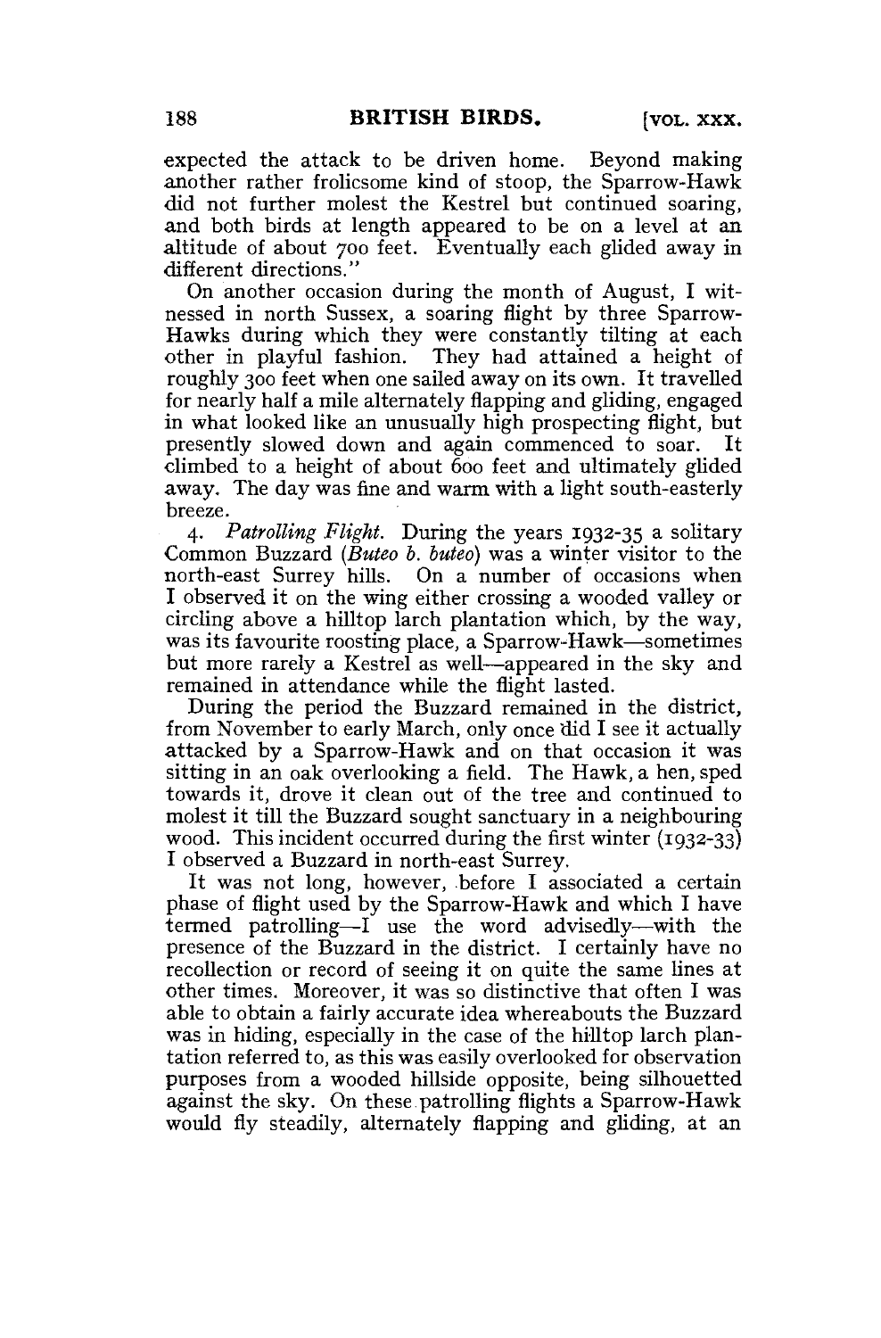expected the attack to be driven home. Beyond making another rather frolicsome kind of stoop, the Sparrow-Hawk did not further molest the Kestrel but continued soaring, and both birds at length appeared to be on a level at an altitude of about 700 feet. Eventually each glided away in different directions."

On another occasion during the month of August, I witnessed in north Sussex, a soaring flight by three Sparrow-Hawks during which they were constantly tilting at each other in playful fashion. They had attained a height of roughly 300 feet when one sailed away on its own. It travelled for nearly half a mile alternately flapping and gliding, engaged in what looked like an unusually high prospecting flight, but presently slowed down and again commenced to soar. It climbed to a height of about 600 feet and ultimately glided away. The day was fine and warm with a light south-easterly breeze.

4. *Patrolling Flight.* During the years 1932-35 a solitary Common Buzzard (*Buteo b. buteo*) was a winter visitor to the north-east Surrey hills. On a number of occasions when I observed it on the wing either crossing a wooded valley or circling above a hilltop larch plantation which, by the way, was its favourite roosting place, a Sparrow-Hawk—sometimes but more rarely a Kestrel as well—appeared in the sky and remained in attendance while the flight lasted.

During the period the Buzzard remained in the district, from November to early March, only once did I see it actually attacked by a Sparrow-Hawk and on that occasion it was sitting in an oak overlooking a field. The Hawk, a hen, sped towards it, drove it clean out of the tree and continued to molest it till the Buzzard sought sanctuary in a neighbouring wood. This incident occurred during the first winter (1932-33) I observed a Buzzard in north-east Surrey.

It was not long, however, before I associated a certain phase of flight used by the Sparrow-Hawk and which I have termed patrolling—I use the word advisedly—with the presence of the Buzzard in the district. I certainly have no recollection or record of seeing it on quite the same lines at other times. Moreover, it was so distinctive that often I was able to obtain a fairly accurate idea whereabouts the Buzzard was in hiding, especially in the case of the hilltop larch plantation referred to, as this was easily overlooked for observation purposes from a wooded hillside opposite, being silhouetted against the sky. On these patrolling flights a Sparrow-Hawk would fly steadily, alternately flapping and gliding, at an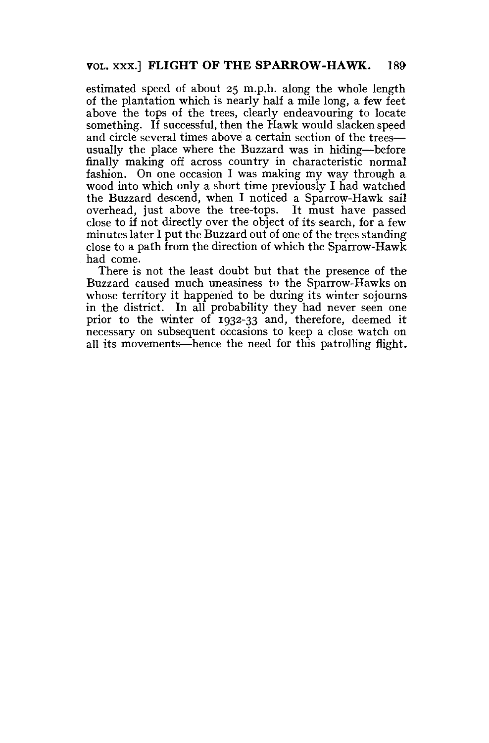estimated speed of about 25 m.p.h. along the whole length of the plantation which is nearly half a mile long, a few feet above the tops of the trees, clearly endeavouring to locate something. If successful, then the Hawk would slacken speed and circle several times above a certain section of the trees—usually the place where the Buzzard was in hiding—before finally making off across country in characteristic normal fashion. On one occasion I was making my way through a wood into which only a short time previously I had watched the Buzzard descend, when I noticed a Sparrow-Hawk sail overhead, just above the tree-tops. It must have passed close to if not directly over the object of its search, for a few minutes later I put the Buzzard out of one of the trees standing close to a path from the direction of which the Sparrow-Hawk had come.

There is not the least doubt but that the presence of the Buzzard caused much uneasiness to the Sparrow-Hawks on whose territory it happened to be during its winter sojourns in the district. In all probability they had never seen one prior to the winter of 1932-33 and, therefore, deemed it necessary on subsequent occasions to keep a close watch on all its movements—hence the need for this patrolling flight.